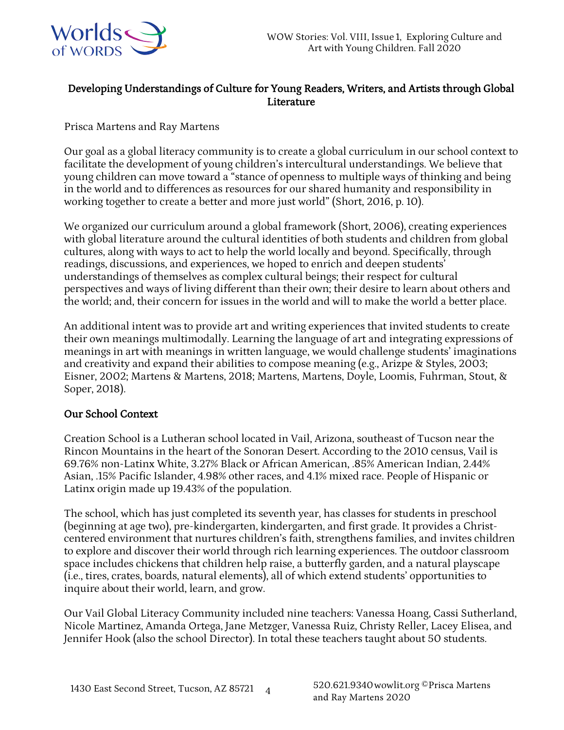## Developing Understandings of Culture for Young Readers, Writers, and Artists through Global Literature

Prisca Martens and Ray Martens

Our goal as a global literacy community is to create a global curriculum in our school context to facilitate the development of young children's intercultural understandings. We believe that young children can move toward a "stance of openness to multiple ways of thinking and being in the world and to differences as resources for our shared humanity and responsibility in working together to create a better and more just world" (Short, 2016, p. 10).

We organized our curriculum around a global framework (Short, 2006), creating experiences with global literature around the cultural identities of both students and children from global cultures, along with ways to act to help the world locally and beyond. Specifically, through readings, discussions, and experiences, we hoped to enrich and deepen students' understandings of themselves as complex cultural beings; their respect for cultural perspectives and ways of living different than their own; their desire to learn about others and the world; and, their concern for issues in the world and will to make the world a better place.

An additional intent was to provide art and writing experiences that invited students to create their own meanings multimodally. Learning the language of art and integrating expressions of meanings in art with meanings in written language, we would challenge students' imaginations and creativity and expand their abilities to compose meaning (e.g., Arizpe & Styles, 2003; Eisner, 2002; Martens & Martens, 2018; Martens, Martens, Doyle, Loomis, Fuhrman, Stout, & Soper, 2018).

### Our School Context

Creation School is a Lutheran school located in Vail, Arizona, southeast of Tucson near the Rincon Mountains in the heart of the Sonoran Desert. According to the 2010 census, Vail is 69.76% non-Latinx White, 3.27% Black or African American, .85% American Indian, 2.44% Asian, .15% Pacific Islander, 4.98% other races, and 4.1% mixed race. People of Hispanic or Latinx origin made up 19.43% of the population.

The school, which has just completed its seventh year, has classes for students in preschool (beginning at age two), pre-kindergarten, kindergarten, and first grade. It provides a Christ-centered environment that nurtures children's faith, strengthens families, and invites children to explore and discover their world through rich learning experiences. The outdoor classroom space includes chickens that children help raise, a butterfly garden, and a natural playscape (i.e., tires, crates, boards, natural elements), all of which extend students' opportunities to inquire about their world, learn, and grow.

Our Vail Global Literacy Community included nine teachers: Vanessa Hoang, Cassi Sutherland, Nicole Martinez, Amanda Ortega, Jane Metzger, Vanessa Ruiz, Christy Reller, Lacey Elisea, and Jennifer Hook (also the school Director). In total these teachers taught about 50 students.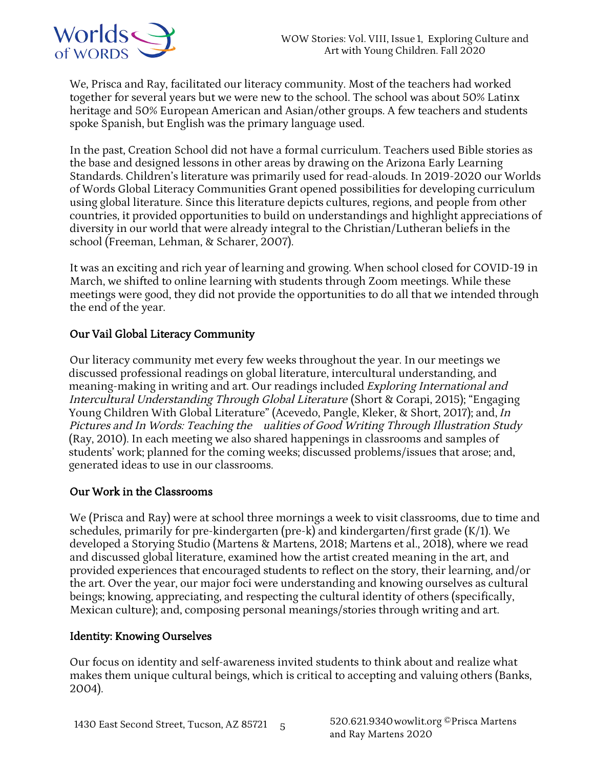We, Prisca and Ray, facilitated our literacy community. Most of the teachers had worked together for several years but we were new to the school. The school was about 50% Latinx heritage and 50% European American and Asian/other groups. A few teachers and students spoke Spanish, but English was the primary language used.

In the past, Creation School did not have a formal curriculum. Teachers used Bible stories as the base and designed lessons in other areas by drawing on the Arizona Early Learning Standards. Children's literature was primarily used for read-alouds. In 2019-2020 our Worlds of Words Global Literacy Communities Grant opened possibilities for developing curriculum using global literature. Since this literature depicts cultures, regions, and people from other countries, it provided opportunities to build on understandings and highlight appreciations of diversity in our world that were already integral to the Christian/Lutheran beliefs in the school (Freeman, Lehman, & Scharer, 2007).

It was an exciting and rich year of learning and growing. When school closed for COVID-19 in March, we shifted to online learning with students through Zoom meetings. While these meetings were good, they did not provide the opportunities to do all that we intended through the end of the year.

## Our Vail Global Literacy Community

Our literacy community met every few weeks throughout the year. In our meetings we discussed professional readings on global literature, intercultural understanding, and meaning-making in writing and art. Our readings included *Exploring International and Intercultural Understanding Through Global Literature* (Short & Corapi, 2015); "Engaging Young Children With Global Literature" (Acevedo, Pangle, Kleker, & Short, 2017); and, *In Pictures and In Words: Teaching the ualities of Good Writing Through Illustration Study* (Ray, 2010). In each meeting we also shared happenings in classrooms and samples of students' work; planned for the coming weeks; discussed problems/issues that arose; and, generated ideas to use in our classrooms.

## Our Work in the Classrooms

We (Prisca and Ray) were at school three mornings a week to visit classrooms, due to time and schedules, primarily for pre-kindergarten (pre-k) and kindergarten/first grade (K/1). We developed a Storying Studio (Martens & Martens, 2018; Martens et al., 2018), where we read and discussed global literature, examined how the artist created meaning in the art, and provided experiences that encouraged students to reflect on the story, their learning, and/or the art. Over the year, our major foci were understanding and knowing ourselves as cultural beings; knowing, appreciating, and respecting the cultural identity of others (specifically, Mexican culture); and, composing personal meanings/stories through writing and art.

## Identity: Knowing Ourselves

Our focus on identity and self-awareness invited students to think about and realize what makes them unique cultural beings, which is critical to accepting and valuing others (Banks, 2004).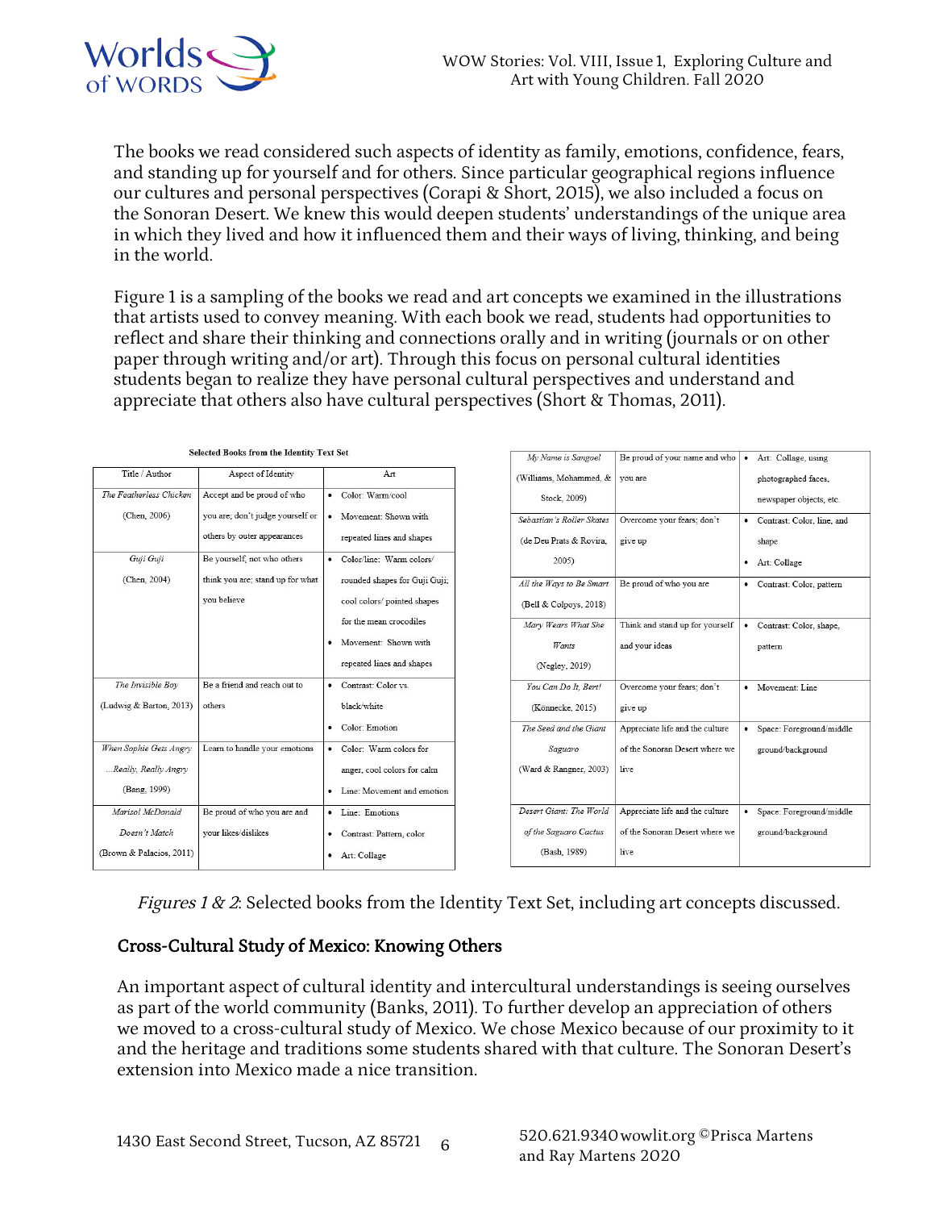The books we read considered such aspects of identity as family, emotions, confidence, fears, and standing up for yourself and for others. Since particular geographical regions influence our cultures and personal perspectives (Corapi & Short, 2015), we also included a focus on the Sonoran Desert. We knew this would deepen students' understandings of the unique area in which they lived and how it influenced them and their ways of living, thinking, and being in the world.

Figure 1 is a sampling of the books we read and art concepts we examined in the illustrations that artists used to convey meaning. With each book we read, students had opportunities to reflect and share their thinking and connections orally and in writing (journals or on other paper through writing and/or art). Through this focus on personal cultural identities students began to realize they have personal cultural perspectives and understand and appreciate that others also have cultural perspectives (Short & Thomas, 2011).

**Selected Books from the Identity Text Set**

| Title / Author | Aspect of Identity | Art |
| --- | --- | --- |
| *The Featherless Chicken* (Chen, 2006) | Accept and be proud of who you are; don't judge yourself or others by outer appearances | • Color: Warm/cool<br>• Movement: Shown with repeated lines and shapes |
| *Guji Guji* (Chen, 2004) | Be yourself, not who others think you are; stand up for what you believe | • Color/line: Warm colors/ rounded shapes for Guji Guji; cool colors/ pointed shapes for the mean crocodiles<br>• Movement: Shown with repeated lines and shapes |
| *The Invisible Boy* (Ludwig & Barton, 2013) | Be a friend and reach out to others | • Contrast: Color vs. black/white<br>• Color: Emotion |
| *When Sophie Gets Angry ...Really, Really Angry* (Bang, 1999) | Learn to handle your emotions | • Color: Warm colors for anger, cool colors for calm<br>• Line: Movement and emotion |
| *Marisol McDonald Doesn't Match* (Brown & Palacios, 2011) | Be proud of who you are and your likes/dislikes | • Line: Emotions<br>• Contrast: Pattern, color<br>• Art: Collage |
| *My Name is Sangoel* (Williams, Mohammed, & Stock, 2009) | Be proud of your name and who you are | • Art: Collage, using photographed faces, newspaper objects, etc. |
| *Sebastian's Roller Skates* (de Deu Prats & Rovira, 2005) | Overcome your fears; don't give up | • Contrast: Color, line, and shape<br>• Art: Collage |
| *All the Ways to Be Smart* (Bell & Colpoys, 2018) | Be proud of who you are | • Contrast: Color, pattern |
| *Mary Wears What She Wants* (Negley, 2019) | Think and stand up for yourself and your ideas | • Contrast: Color, shape, pattern |
| *You Can Do It, Bert!* (Könnecke, 2015) | Overcome your fears; don't give up | • Movement: Line |
| *The Seed and the Giant Saguaro* (Ward & Rangner, 2003) | Appreciate life and the culture of the Sonoran Desert where we live | • Space: Foreground/middle ground/background |
| *Desert Giant: The World of the Saguaro Cactus* (Bash, 1989) | Appreciate life and the culture of the Sonoran Desert where we live | • Space: Foreground/middle ground/background |

*Figures 1 & 2*: Selected books from the Identity Text Set, including art concepts discussed.

## Cross-Cultural Study of Mexico: Knowing Others

An important aspect of cultural identity and intercultural understandings is seeing ourselves as part of the world community (Banks, 2011). To further develop an appreciation of others we moved to a cross-cultural study of Mexico. We chose Mexico because of our proximity to it and the heritage and traditions some students shared with that culture. The Sonoran Desert's extension into Mexico made a nice transition.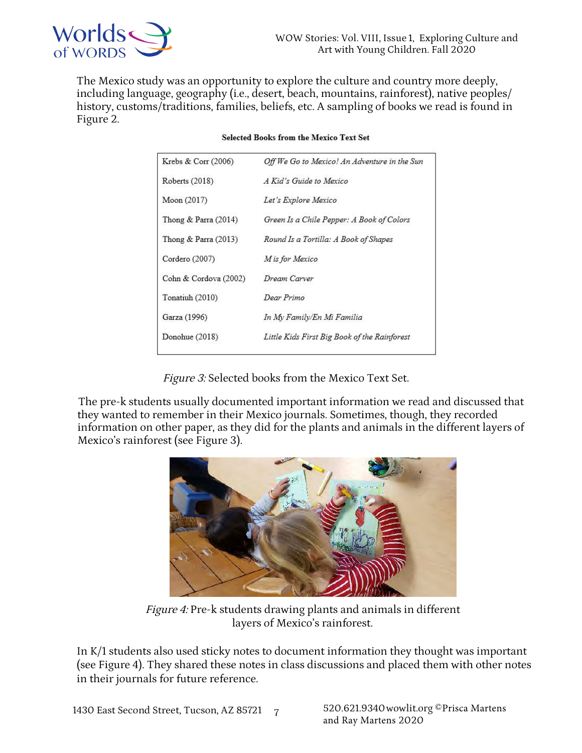The Mexico study was an opportunity to explore the culture and country more deeply, including language, geography (i.e., desert, beach, mountains, rainforest), native peoples/ history, customs/traditions, families, beliefs, etc. A sampling of books we read is found in Figure 2.

**Selected Books from the Mexico Text Set**

| | |
|---|---|
| Krebs & Corr (2006) | *Off We Go to Mexico! An Adventure in the Sun* |
| Roberts (2018) | *A Kid's Guide to Mexico* |
| Moon (2017) | *Let's Explore Mexico* |
| Thong & Parra (2014) | *Green Is a Chile Pepper: A Book of Colors* |
| Thong & Parra (2013) | *Round Is a Tortilla: A Book of Shapes* |
| Cordero (2007) | *M is for Mexico* |
| Cohn & Cordova (2002) | *Dream Carver* |
| Tonatiuh (2010) | *Dear Primo* |
| Garza (1996) | *In My Family/En Mi Familia* |
| Donohue (2018) | *Little Kids First Big Book of the Rainforest* |

*Figure 3:* Selected books from the Mexico Text Set.

The pre-k students usually documented important information we read and discussed that they wanted to remember in their Mexico journals. Sometimes, though, they recorded information on other paper, as they did for the plants and animals in the different layers of Mexico's rainforest (see Figure 3).

*Figure 4:* Pre-k students drawing plants and animals in different layers of Mexico's rainforest.

In K/1 students also used sticky notes to document information they thought was important (see Figure 4). They shared these notes in class discussions and placed them with other notes in their journals for future reference.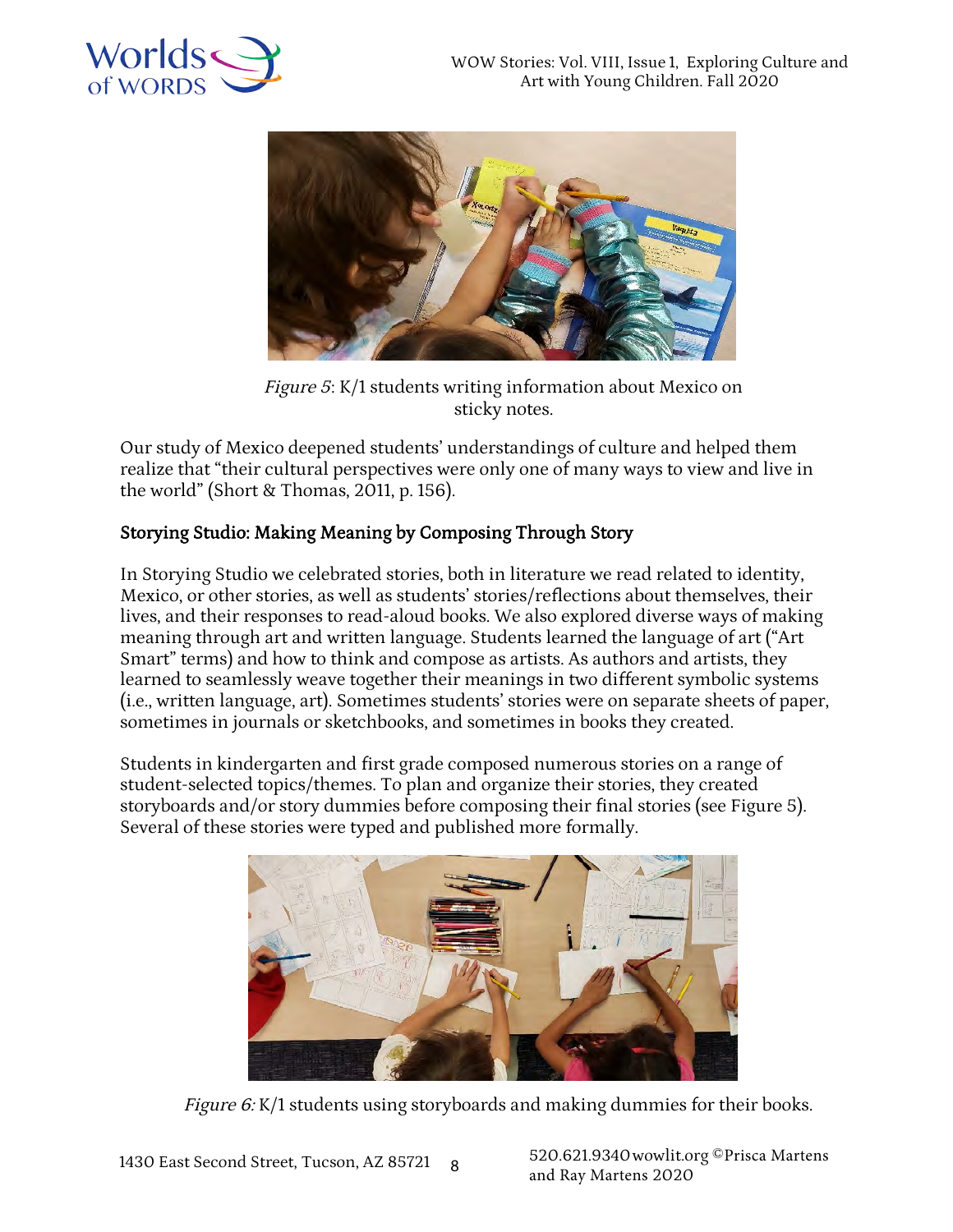*Figure 5*: K/1 students writing information about Mexico on sticky notes.

Our study of Mexico deepened students' understandings of culture and helped them realize that "their cultural perspectives were only one of many ways to view and live in the world" (Short & Thomas, 2011, p. 156).

## Storying Studio: Making Meaning by Composing Through Story

In Storying Studio we celebrated stories, both in literature we read related to identity, Mexico, or other stories, as well as students' stories/reflections about themselves, their lives, and their responses to read-aloud books. We also explored diverse ways of making meaning through art and written language. Students learned the language of art ("Art Smart" terms) and how to think and compose as artists. As authors and artists, they learned to seamlessly weave together their meanings in two different symbolic systems (i.e., written language, art). Sometimes students' stories were on separate sheets of paper, sometimes in journals or sketchbooks, and sometimes in books they created.

Students in kindergarten and first grade composed numerous stories on a range of student-selected topics/themes. To plan and organize their stories, they created storyboards and/or story dummies before composing their final stories (see Figure 5). Several of these stories were typed and published more formally.

*Figure 6:* K/1 students using storyboards and making dummies for their books.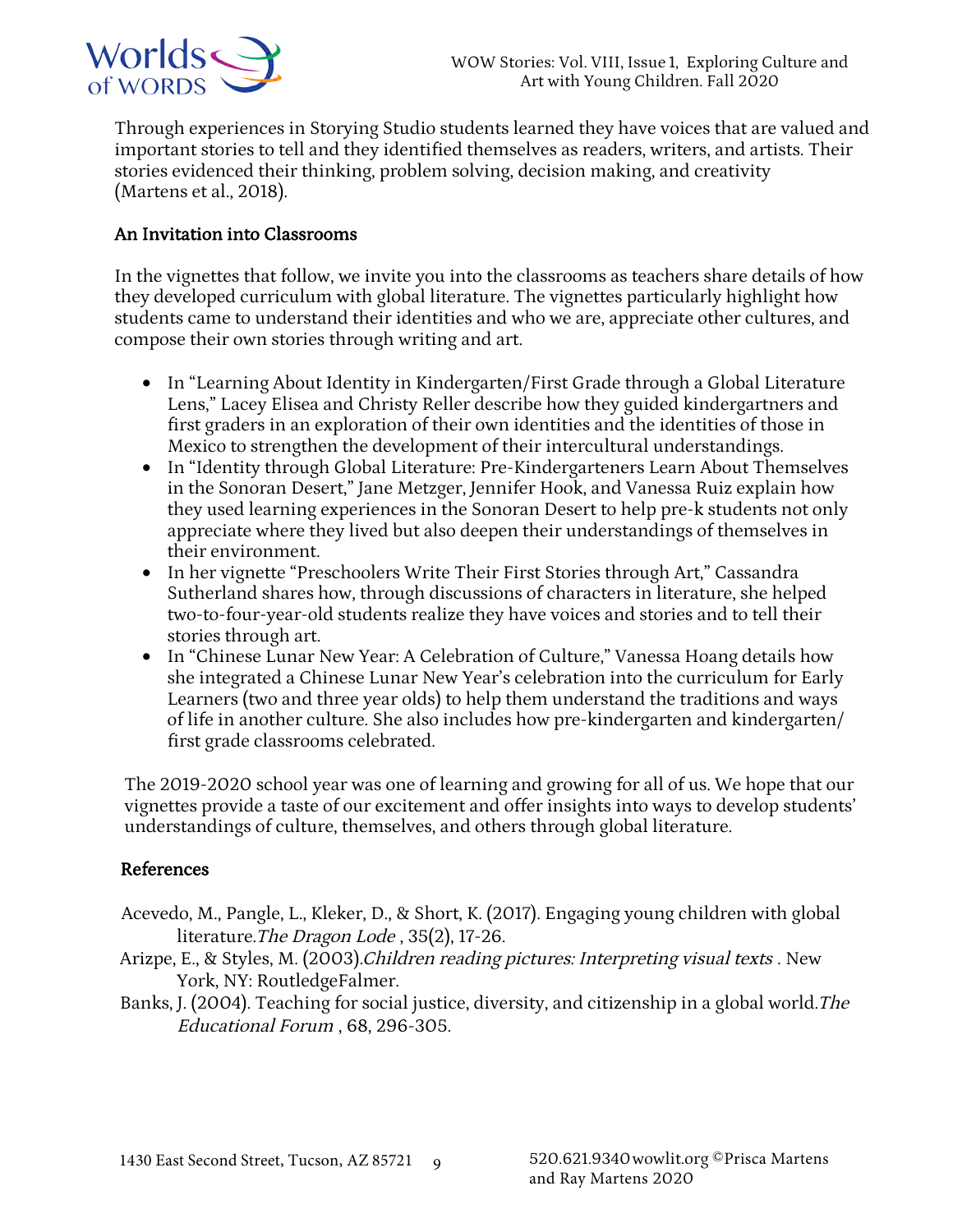Through experiences in Storying Studio students learned they have voices that are valued and important stories to tell and they identified themselves as readers, writers, and artists. Their stories evidenced their thinking, problem solving, decision making, and creativity (Martens et al., 2018).

## An Invitation into Classrooms

In the vignettes that follow, we invite you into the classrooms as teachers share details of how they developed curriculum with global literature. The vignettes particularly highlight how students came to understand their identities and who we are, appreciate other cultures, and compose their own stories through writing and art.

- In "Learning About Identity in Kindergarten/First Grade through a Global Literature Lens," Lacey Elisea and Christy Reller describe how they guided kindergartners and first graders in an exploration of their own identities and the identities of those in Mexico to strengthen the development of their intercultural understandings.
- In "Identity through Global Literature: Pre-Kindergarteners Learn About Themselves in the Sonoran Desert," Jane Metzger, Jennifer Hook, and Vanessa Ruiz explain how they used learning experiences in the Sonoran Desert to help pre-k students not only appreciate where they lived but also deepen their understandings of themselves in their environment.
- In her vignette "Preschoolers Write Their First Stories through Art," Cassandra Sutherland shares how, through discussions of characters in literature, she helped two-to-four-year-old students realize they have voices and stories and to tell their stories through art.
- In "Chinese Lunar New Year: A Celebration of Culture," Vanessa Hoang details how she integrated a Chinese Lunar New Year's celebration into the curriculum for Early Learners (two and three year olds) to help them understand the traditions and ways of life in another culture. She also includes how pre-kindergarten and kindergarten/first grade classrooms celebrated.

The 2019-2020 school year was one of learning and growing for all of us. We hope that our vignettes provide a taste of our excitement and offer insights into ways to develop students' understandings of culture, themselves, and others through global literature.

## References

Acevedo, M., Pangle, L., Kleker, D., & Short, K. (2017). Engaging young children with global literature. *The Dragon Lode*, 35(2), 17-26.

Arizpe, E., & Styles, M. (2003). *Children reading pictures: Interpreting visual texts*. New York, NY: RoutledgeFalmer.

Banks, J. (2004). Teaching for social justice, diversity, and citizenship in a global world. *The Educational Forum*, 68, 296-305.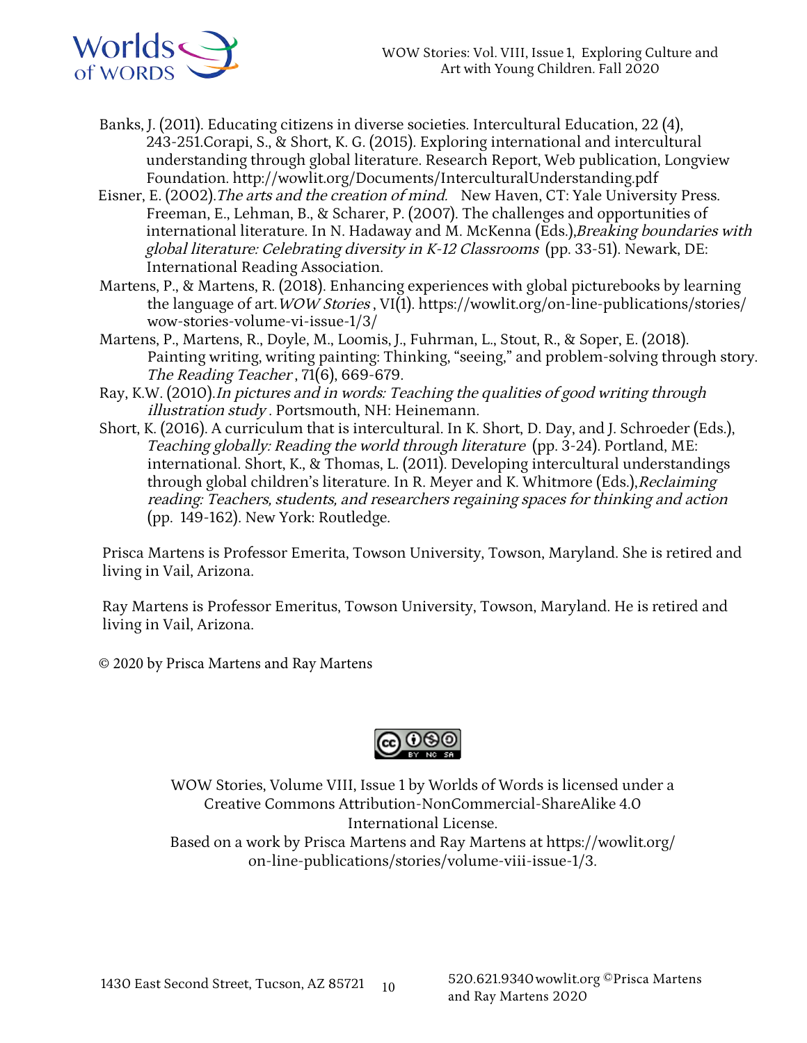Banks, J. (2011). Educating citizens in diverse societies. Intercultural Education, 22 (4), 243-251.Corapi, S., & Short, K. G. (2015). Exploring international and intercultural understanding through global literature. Research Report, Web publication, Longview Foundation. http://wowlit.org/Documents/InterculturalUnderstanding.pdf

Eisner, E. (2002). *The arts and the creation of mind.* New Haven, CT: Yale University Press. Freeman, E., Lehman, B., & Scharer, P. (2007). The challenges and opportunities of international literature. In N. Hadaway and M. McKenna (Eds.), *Breaking boundaries with global literature: Celebrating diversity in K-12 Classrooms* (pp. 33-51). Newark, DE: International Reading Association.

Martens, P., & Martens, R. (2018). Enhancing experiences with global picturebooks by learning the language of art. *WOW Stories*, VI(1). https://wowlit.org/on-line-publications/stories/wow-stories-volume-vi-issue-1/3/

Martens, P., Martens, R., Doyle, M., Loomis, J., Fuhrman, L., Stout, R., & Soper, E. (2018). Painting writing, writing painting: Thinking, "seeing," and problem-solving through story. *The Reading Teacher*, 71(6), 669-679.

Ray, K.W. (2010). *In pictures and in words: Teaching the qualities of good writing through illustration study*. Portsmouth, NH: Heinemann.

Short, K. (2016). A curriculum that is intercultural. In K. Short, D. Day, and J. Schroeder (Eds.), *Teaching globally: Reading the world through literature* (pp. 3-24). Portland, ME: international. Short, K., & Thomas, L. (2011). Developing intercultural understandings through global children's literature. In R. Meyer and K. Whitmore (Eds.), *Reclaiming reading: Teachers, students, and researchers regaining spaces for thinking and action* (pp. 149-162). New York: Routledge.

Prisca Martens is Professor Emerita, Towson University, Towson, Maryland. She is retired and living in Vail, Arizona.

Ray Martens is Professor Emeritus, Towson University, Towson, Maryland. He is retired and living in Vail, Arizona.

© 2020 by Prisca Martens and Ray Martens

WOW Stories, Volume VIII, Issue 1 by Worlds of Words is licensed under a Creative Commons Attribution-NonCommercial-ShareAlike 4.0 International License.
Based on a work by Prisca Martens and Ray Martens at https://wowlit.org/on-line-publications/stories/volume-viii-issue-1/3.